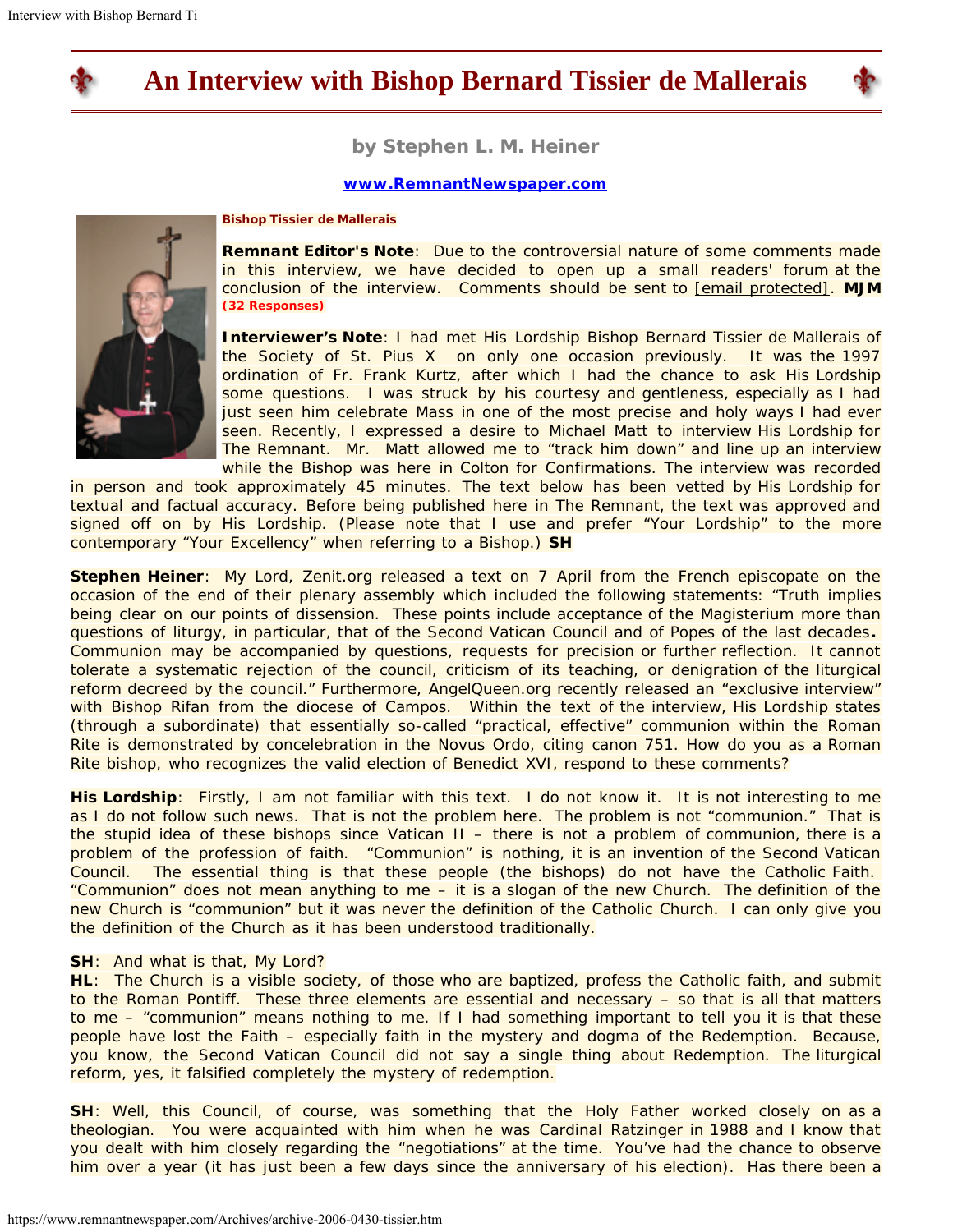# An Interview with Bishop Bernard Tissier de Mallerais

**by Stephen L. M. Heiner**

**www.RemnantNewspaper.com**

**Bishop Tissier de Mallerais**

**Remnant Editor's Note**: Due to the controversial nature of some comments made in this interview, we have decided to open up a small readers' forum at the conclusion of the interview. Comments should be sent to [email protected]. **MJM** **(32 Responses)**

**Interviewer's Note**: I had met His Lordship Bishop Bernard Tissier de Mallerais of the Society of St. Pius X on only one occasion previously. It was the 1997 ordination of Fr. Frank Kurtz, after which I had the chance to ask His Lordship some questions. I was struck by his courtesy and gentleness, especially as I had just seen him celebrate Mass in one of the most precise and holy ways I had ever seen. Recently, I expressed a desire to Michael Matt to interview His Lordship for The Remnant. Mr. Matt allowed me to "track him down" and line up an interview while the Bishop was here in Colton for Confirmations. The interview was recorded in person and took approximately 45 minutes. The text below has been vetted by His Lordship for textual and factual accuracy. Before being published here in The Remnant, the text was approved and signed off on by His Lordship. (Please note that I use and prefer "Your Lordship" to the more contemporary "Your Excellency" when referring to a Bishop.) **SH**

**Stephen Heiner**: My Lord, Zenit.org released a text on 7 April from the French episcopate on the occasion of the end of their plenary assembly which included the following statements: "Truth implies being clear on our points of dissension. These points include acceptance of the Magisterium more than questions of liturgy, in particular, that of the Second Vatican Council and of Popes of the last decades**.** Communion may be accompanied by questions, requests for precision or further reflection. It cannot tolerate a systematic rejection of the council, criticism of its teaching, or denigration of the liturgical reform decreed by the council." Furthermore, AngelQueen.org recently released an "exclusive interview" with Bishop Rifan from the diocese of Campos. Within the text of the interview, His Lordship states (through a subordinate) that essentially so-called "practical, effective" communion within the Roman Rite is demonstrated by concelebration in the Novus Ordo, citing canon 751. How do you as a Roman Rite bishop, who recognizes the valid election of Benedict XVI, respond to these comments?

**His Lordship**: Firstly, I am not familiar with this text. I do not know it. It is not interesting to me as I do not follow such news. That is not the problem here. The problem is not "communion." That is the stupid idea of these bishops since Vatican II – there is not a problem of communion, there is a problem of the profession of faith. "Communion" is nothing, it is an invention of the Second Vatican Council. The essential thing is that these people (the bishops) do not have the Catholic Faith. "Communion" does not mean anything to me – it is a slogan of the new Church. The definition of the new Church is "communion" but it was never the definition of the Catholic Church. I can only give you the definition of the Church as it has been understood traditionally.

**SH**: And what is that, My Lord?

**HL**: The Church is a visible society, of those who are baptized, profess the Catholic faith, and submit to the Roman Pontiff. These three elements are essential and necessary – so that is all that matters to me – "communion" means nothing to me. If I had something important to tell you it is that these people have lost the Faith – especially faith in the mystery and dogma of the Redemption. Because, you know, the Second Vatican Council did not say a single thing about Redemption. The liturgical reform, yes, it falsified completely the mystery of redemption.

**SH**: Well, this Council, of course, was something that the Holy Father worked closely on as a theologian. You were acquainted with him when he was Cardinal Ratzinger in 1988 and I know that you dealt with him closely regarding the "negotiations" at the time. You've had the chance to observe him over a year (it has just been a few days since the anniversary of his election). Has there been a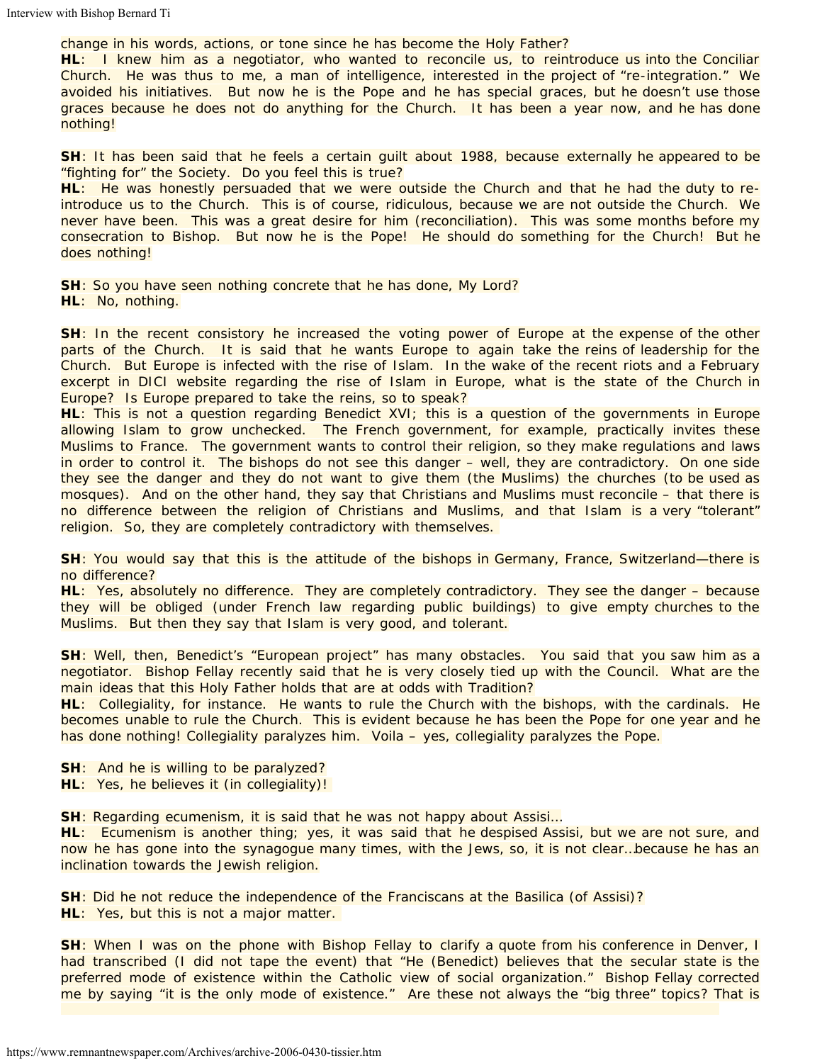change in his words, actions, or tone since he has become the Holy Father?
**HL**: I knew him as a negotiator, who wanted to reconcile us, to reintroduce us into the Conciliar Church. He was thus to me, a man of intelligence, interested in the project of "re-integration." We avoided his initiatives. But now he is the Pope and he has special graces, but he doesn't use those graces because he does not do anything for the Church. It has been a year now, and he has done nothing!

**SH**: It has been said that he feels a certain guilt about 1988, because externally he appeared to be "fighting for" the Society. Do you feel this is true?
**HL**: He was honestly persuaded that we were outside the Church and that he had the duty to re-introduce us to the Church. This is of course, ridiculous, because we are not outside the Church. We never have been. This was a great desire for him (reconciliation). This was some months before my consecration to Bishop. But now he is the Pope! He should do something for the Church! But he does nothing!

**SH**: So you have seen nothing concrete that he has done, My Lord?
**HL**: No, nothing.

**SH**: In the recent consistory he increased the voting power of Europe at the expense of the other parts of the Church. It is said that he wants Europe to again take the reins of leadership for the Church. But Europe is infected with the rise of Islam. In the wake of the recent riots and a February excerpt in DICI website regarding the rise of Islam in Europe, what is the state of the Church in Europe? Is Europe prepared to take the reins, so to speak?
**HL**: This is not a question regarding Benedict XVI; this is a question of the governments in Europe allowing Islam to grow unchecked. The French government, for example, practically invites these Muslims to France. The government wants to control their religion, so they make regulations and laws in order to control it. The bishops do not see this danger – well, they are contradictory. On one side they see the danger and they do not want to give them (the Muslims) the churches (to be used as mosques). And on the other hand, they say that Christians and Muslims must reconcile – that there is no difference between the religion of Christians and Muslims, and that Islam is a very "tolerant" religion. So, they are completely contradictory with themselves.

**SH**: You would say that this is the attitude of the bishops in Germany, France, Switzerland—there is no difference?
**HL**: Yes, absolutely no difference. They are completely contradictory. They see the danger – because they will be obliged (under French law regarding public buildings) to give empty churches to the Muslims. But then they say that Islam is very good, and tolerant.

**SH**: Well, then, Benedict's "European project" has many obstacles. You said that you saw him as a negotiator. Bishop Fellay recently said that he is very closely tied up with the Council. What are the main ideas that this Holy Father holds that are at odds with Tradition?
**HL**: Collegiality, for instance. He wants to rule the Church with the bishops, with the cardinals. He becomes unable to rule the Church. This is evident because he has been the Pope for one year and he has done nothing! Collegiality paralyzes him. Voila – yes, collegiality paralyzes the Pope.

**SH**: And he is willing to be paralyzed?
**HL**: Yes, he believes it (in collegiality)!

**SH**: Regarding ecumenism, it is said that he was not happy about Assisi…
**HL**: Ecumenism is another thing; yes, it was said that he despised Assisi, but we are not sure, and now he has gone into the synagogue many times, with the Jews, so, it is not clear…because he has an inclination towards the Jewish religion.

**SH**: Did he not reduce the independence of the Franciscans at the Basilica (of Assisi)?
**HL**: Yes, but this is not a major matter.

**SH**: When I was on the phone with Bishop Fellay to clarify a quote from his conference in Denver, I had transcribed (I did not tape the event) that "He (Benedict) believes that the secular state is the preferred mode of existence within the Catholic view of social organization." Bishop Fellay corrected me by saying "it is the only mode of existence." Are these not always the "big three" topics? That is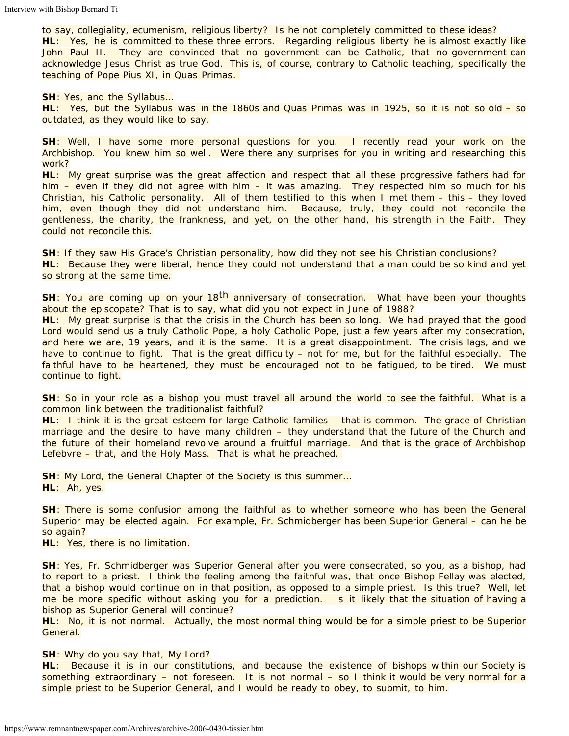to say, collegiality, ecumenism, religious liberty? Is he not completely committed to these ideas?
**HL**: Yes, he is committed to these three errors. Regarding religious liberty he is almost exactly like John Paul II. They are convinced that no government can be Catholic, that no government can acknowledge Jesus Christ as true God. This is, of course, contrary to Catholic teaching, specifically the teaching of Pope Pius XI, in Quas Primas.

**SH**: Yes, and the Syllabus…
**HL**: Yes, but the Syllabus was in the 1860s and Quas Primas was in 1925, so it is not so old – so outdated, as they would like to say.

**SH**: Well, I have some more personal questions for you. I recently read your work on the Archbishop. You knew him so well. Were there any surprises for you in writing and researching this work?
**HL**: My great surprise was the great affection and respect that all these progressive fathers had for him – even if they did not agree with him – it was amazing. They respected him so much for his Christian, his Catholic personality. All of them testified to this when I met them – this – they loved him, even though they did not understand him. Because, truly, they could not reconcile the gentleness, the charity, the frankness, and yet, on the other hand, his strength in the Faith. They could not reconcile this.

**SH**: If they saw His Grace's Christian personality, how did they not see his Christian conclusions?
**HL**: Because they were liberal, hence they could not understand that a man could be so kind and yet so strong at the same time.

**SH**: You are coming up on your 18th anniversary of consecration. What have been your thoughts about the episcopate? That is to say, what did you not expect in June of 1988?
**HL**: My great surprise is that the crisis in the Church has been so long. We had prayed that the good Lord would send us a truly Catholic Pope, a holy Catholic Pope, just a few years after my consecration, and here we are, 19 years, and it is the same. It is a great disappointment. The crisis lags, and we have to continue to fight. That is the great difficulty – not for me, but for the faithful especially. The faithful have to be heartened, they must be encouraged not to be fatigued, to be tired. We must continue to fight.

**SH**: So in your role as a bishop you must travel all around the world to see the faithful. What is a common link between the traditionalist faithful?
**HL**: I think it is the great esteem for large Catholic families – that is common. The grace of Christian marriage and the desire to have many children – they understand that the future of the Church and the future of their homeland revolve around a fruitful marriage. And that is the grace of Archbishop Lefebvre – that, and the Holy Mass. That is what he preached.

**SH**: My Lord, the General Chapter of the Society is this summer…
**HL**: Ah, yes.

**SH**: There is some confusion among the faithful as to whether someone who has been the General Superior may be elected again. For example, Fr. Schmidberger has been Superior General – can he be so again?
**HL**: Yes, there is no limitation.

**SH**: Yes, Fr. Schmidberger was Superior General after you were consecrated, so you, as a bishop, had to report to a priest. I think the feeling among the faithful was, that once Bishop Fellay was elected, that a bishop would continue on in that position, as opposed to a simple priest. Is this true? Well, let me be more specific without asking you for a prediction. Is it likely that the situation of having a bishop as Superior General will continue?
**HL**: No, it is not normal. Actually, the most normal thing would be for a simple priest to be Superior General.

**SH**: Why do you say that, My Lord?
**HL**: Because it is in our constitutions, and because the existence of bishops within our Society is something extraordinary – not foreseen. It is not normal – so I think it would be very normal for a simple priest to be Superior General, and I would be ready to obey, to submit, to him.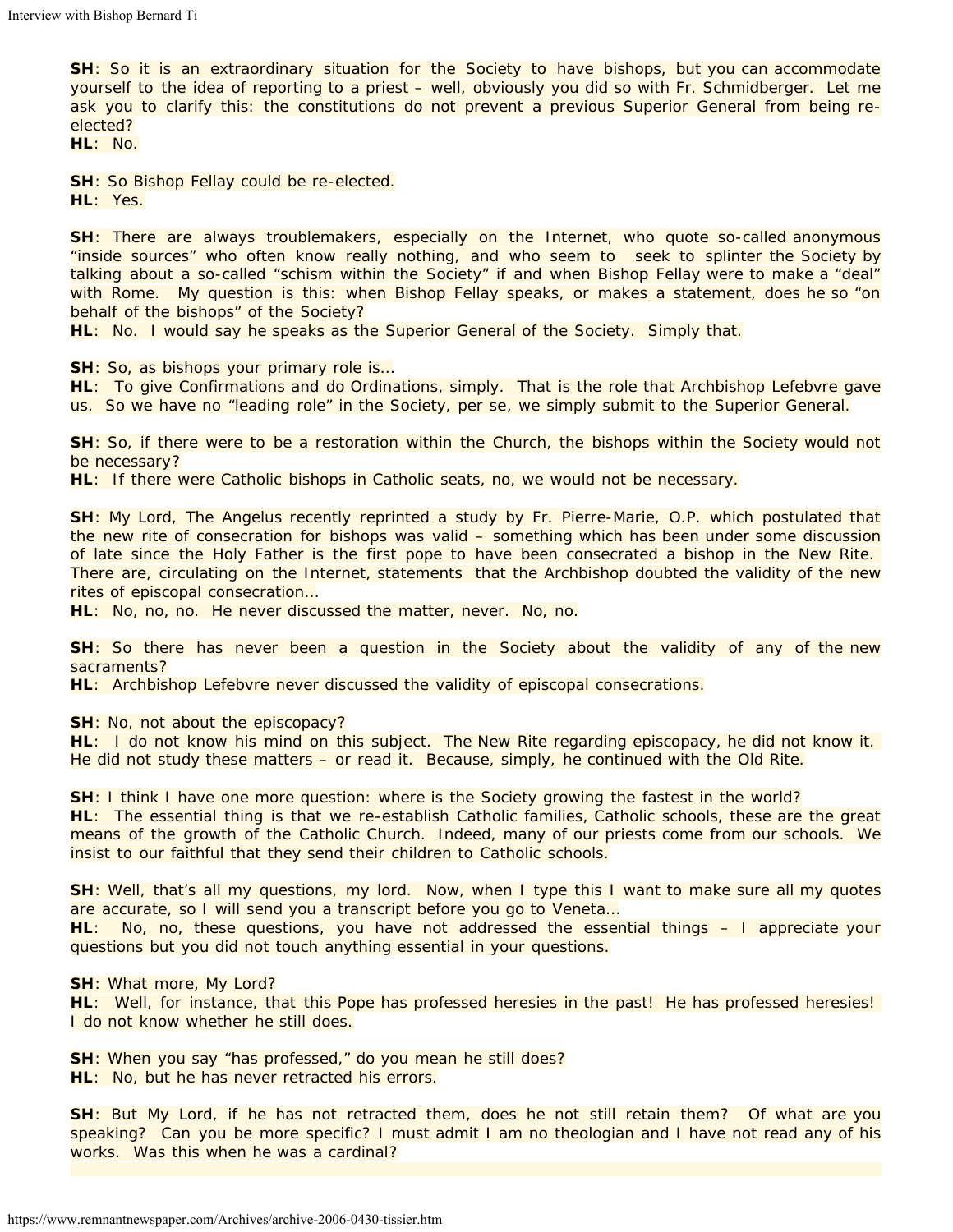**SH**: So it is an extraordinary situation for the Society to have bishops, but you can accommodate yourself to the idea of reporting to a priest – well, obviously you did so with Fr. Schmidberger. Let me ask you to clarify this: the constitutions do not prevent a previous Superior General from being re-elected?
**HL**: No.

**SH**: So Bishop Fellay could be re-elected.
**HL**: Yes.

**SH**: There are always troublemakers, especially on the Internet, who quote so-called anonymous "inside sources" who often know really nothing, and who seem to seek to splinter the Society by talking about a so-called "schism within the Society" if and when Bishop Fellay were to make a "deal" with Rome. My question is this: when Bishop Fellay speaks, or makes a statement, does he so "on behalf of the bishops" of the Society?
**HL**: No. I would say he speaks as the Superior General of the Society. Simply that.

**SH**: So, as bishops your primary role is…
**HL**: To give Confirmations and do Ordinations, simply. That is the role that Archbishop Lefebvre gave us. So we have no "leading role" in the Society, per se, we simply submit to the Superior General.

**SH**: So, if there were to be a restoration within the Church, the bishops within the Society would not be necessary?
**HL**: If there were Catholic bishops in Catholic seats, no, we would not be necessary.

**SH**: My Lord, The Angelus recently reprinted a study by Fr. Pierre-Marie, O.P. which postulated that the new rite of consecration for bishops was valid – something which has been under some discussion of late since the Holy Father is the first pope to have been consecrated a bishop in the New Rite. There are, circulating on the Internet, statements that the Archbishop doubted the validity of the new rites of episcopal consecration…
**HL**: No, no, no. He never discussed the matter, never. No, no.

**SH**: So there has never been a question in the Society about the validity of any of the new sacraments?
**HL**: Archbishop Lefebvre never discussed the validity of episcopal consecrations.

**SH**: No, not about the episcopacy?
**HL**: I do not know his mind on this subject. The New Rite regarding episcopacy, he did not know it. He did not study these matters – or read it. Because, simply, he continued with the Old Rite.

**SH**: I think I have one more question: where is the Society growing the fastest in the world?
**HL**: The essential thing is that we re-establish Catholic families, Catholic schools, these are the great means of the growth of the Catholic Church. Indeed, many of our priests come from our schools. We insist to our faithful that they send their children to Catholic schools.

**SH**: Well, that's all my questions, my lord. Now, when I type this I want to make sure all my quotes are accurate, so I will send you a transcript before you go to Veneta…
**HL**: No, no, these questions, you have not addressed the essential things – I appreciate your questions but you did not touch anything essential in your questions.

**SH**: What more, My Lord?
**HL**: Well, for instance, that this Pope has professed heresies in the past! He has professed heresies! I do not know whether he still does.

**SH**: When you say "has professed," do you mean he still does?
**HL**: No, but he has never retracted his errors.

**SH**: But My Lord, if he has not retracted them, does he not still retain them? Of what are you speaking? Can you be more specific? I must admit I am no theologian and I have not read any of his works. Was this when he was a cardinal?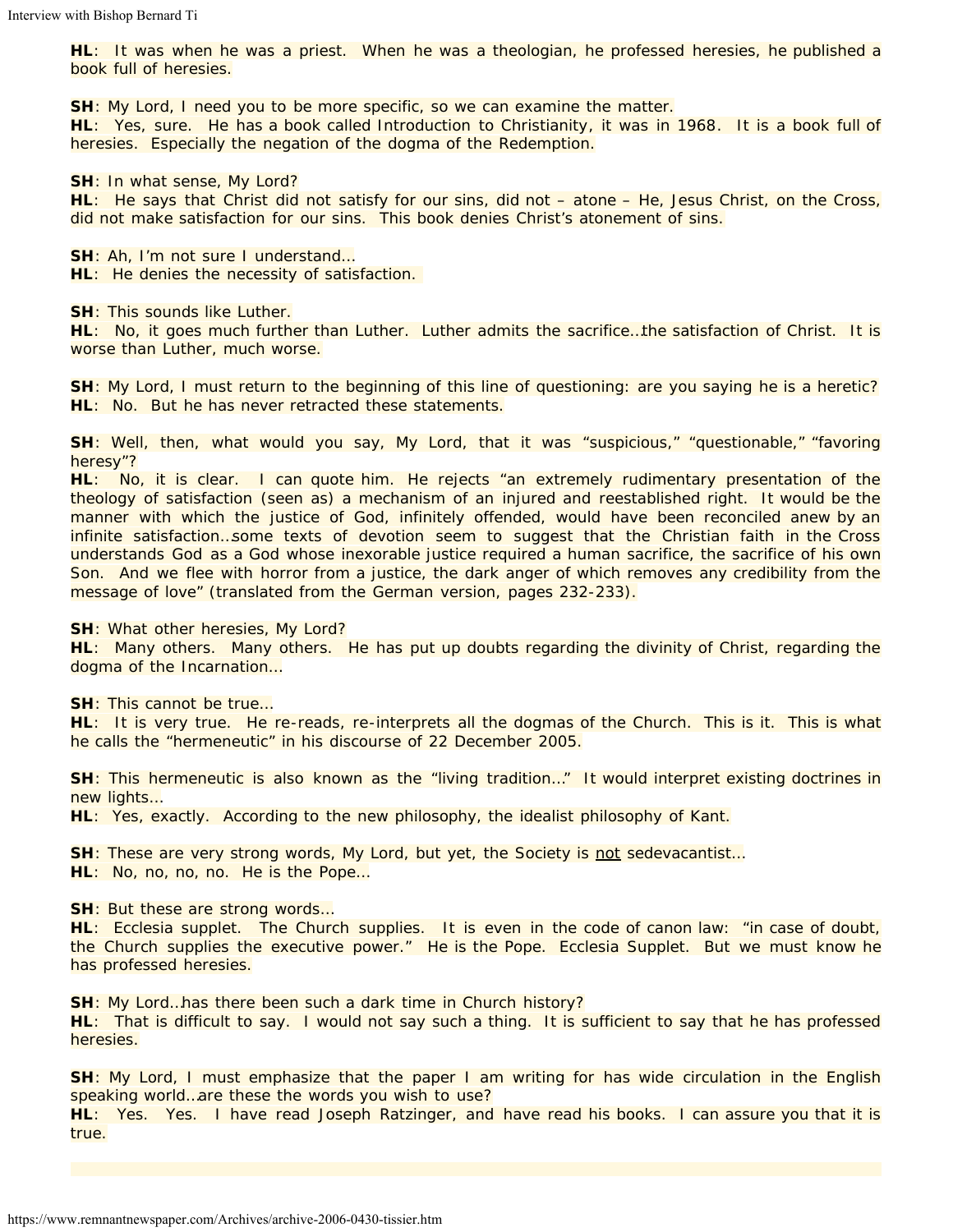**HL**: It was when he was a priest. When he was a theologian, he professed heresies, he published a book full of heresies.

**SH**: My Lord, I need you to be more specific, so we can examine the matter.
**HL**: Yes, sure. He has a book called Introduction to Christianity, it was in 1968. It is a book full of heresies. Especially the negation of the dogma of the Redemption.

**SH**: In what sense, My Lord?
**HL**: He says that Christ did not satisfy for our sins, did not – atone – He, Jesus Christ, on the Cross, did not make satisfaction for our sins. This book denies Christ's atonement of sins.

**SH**: Ah, I'm not sure I understand…
**HL**: He denies the necessity of satisfaction.

**SH**: This sounds like Luther.
**HL**: No, it goes much further than Luther. Luther admits the sacrifice…the satisfaction of Christ. It is worse than Luther, much worse.

**SH**: My Lord, I must return to the beginning of this line of questioning: are you saying he is a heretic?
**HL**: No. But he has never retracted these statements.

**SH**: Well, then, what would you say, My Lord, that it was "suspicious," "questionable," "favoring heresy"?
**HL**: No, it is clear. I can quote him. He rejects "an extremely rudimentary presentation of the theology of satisfaction (seen as) a mechanism of an injured and reestablished right. It would be the manner with which the justice of God, infinitely offended, would have been reconciled anew by an infinite satisfaction…some texts of devotion seem to suggest that the Christian faith in the Cross understands God as a God whose inexorable justice required a human sacrifice, the sacrifice of his own Son. And we flee with horror from a justice, the dark anger of which removes any credibility from the message of love" (translated from the German version, pages 232-233).

**SH**: What other heresies, My Lord?
**HL**: Many others. Many others. He has put up doubts regarding the divinity of Christ, regarding the dogma of the Incarnation…

**SH**: This cannot be true…
**HL**: It is very true. He re-reads, re-interprets all the dogmas of the Church. This is it. This is what he calls the "hermeneutic" in his discourse of 22 December 2005.

**SH**: This hermeneutic is also known as the "living tradition…" It would interpret existing doctrines in new lights…
**HL**: Yes, exactly. According to the new philosophy, the idealist philosophy of Kant.

**SH**: These are very strong words, My Lord, but yet, the Society is not sedevacantist…
**HL**: No, no, no, no. He is the Pope…

**SH**: But these are strong words…
**HL**: Ecclesia supplet. The Church supplies. It is even in the code of canon law: "in case of doubt, the Church supplies the executive power." He is the Pope. Ecclesia Supplet. But we must know he has professed heresies.

**SH**: My Lord…has there been such a dark time in Church history?
**HL**: That is difficult to say. I would not say such a thing. It is sufficient to say that he has professed heresies.

**SH**: My Lord, I must emphasize that the paper I am writing for has wide circulation in the English speaking world…are these the words you wish to use?
**HL**: Yes. Yes. I have read Joseph Ratzinger, and have read his books. I can assure you that it is true.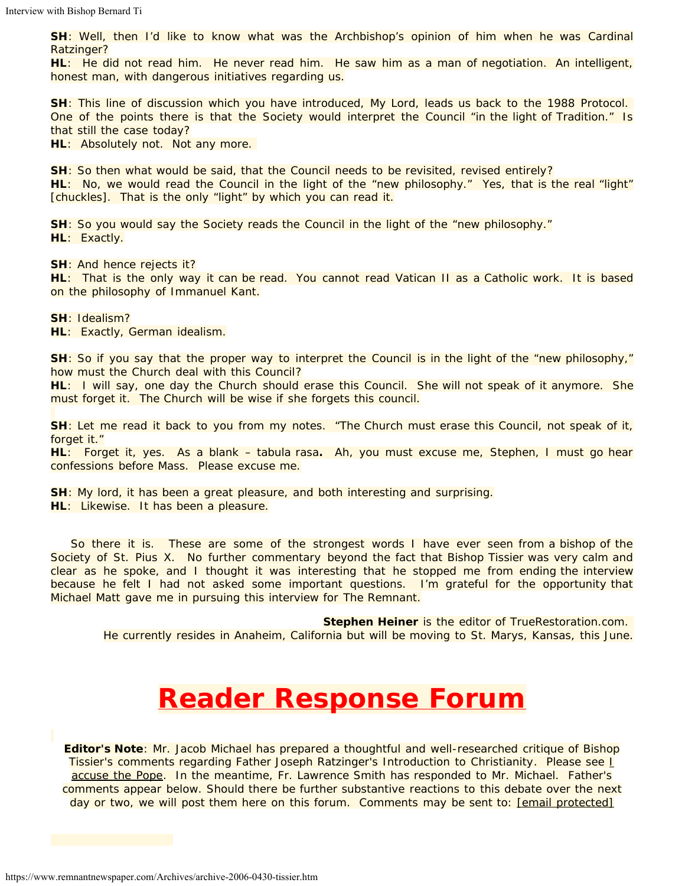**SH**: Well, then I'd like to know what was the Archbishop's opinion of him when he was Cardinal Ratzinger?
**HL**: He did not read him. He never read him. He saw him as a man of negotiation. An intelligent, honest man, with dangerous initiatives regarding us.

**SH**: This line of discussion which you have introduced, My Lord, leads us back to the 1988 Protocol. One of the points there is that the Society would interpret the Council "in the light of Tradition." Is that still the case today?
**HL**: Absolutely not. Not any more.

**SH**: So then what would be said, that the Council needs to be revisited, revised entirely?
**HL**: No, we would read the Council in the light of the "new philosophy." Yes, that is the real "light" [chuckles]. That is the only "light" by which you can read it.

**SH**: So you would say the Society reads the Council in the light of the "new philosophy."
**HL**: Exactly.

**SH**: And hence rejects it?
**HL**: That is the only way it can be read. You cannot read Vatican II as a Catholic work. It is based on the philosophy of Immanuel Kant.

**SH**: Idealism?
**HL**: Exactly, German idealism.

**SH**: So if you say that the proper way to interpret the Council is in the light of the "new philosophy," how must the Church deal with this Council?
**HL**: I will say, one day the Church should erase this Council. She will not speak of it anymore. She must forget it. The Church will be wise if she forgets this council.

**SH**: Let me read it back to you from my notes. "The Church must erase this Council, not speak of it, forget it."
**HL**: Forget it, yes. As a blank – tabula rasa**.** Ah, you must excuse me, Stephen, I must go hear confessions before Mass. Please excuse me.

**SH**: My lord, it has been a great pleasure, and both interesting and surprising.
**HL**: Likewise. It has been a pleasure.

So there it is. These are some of the strongest words I have ever seen from a bishop of the Society of St. Pius X. No further commentary beyond the fact that Bishop Tissier was very calm and clear as he spoke, and I thought it was interesting that he stopped me from ending the interview because he felt I had not asked some important questions. I'm grateful for the opportunity that Michael Matt gave me in pursuing this interview for The Remnant.

**Stephen Heiner** is the editor of TrueRestoration.com.
He currently resides in Anaheim, California but will be moving to St. Marys, Kansas, this June.

# Reader Response Forum

**Editor's Note**: Mr. Jacob Michael has prepared a thoughtful and well-researched critique of Bishop Tissier's comments regarding Father Joseph Ratzinger's Introduction to Christianity. Please see I accuse the Pope. In the meantime, Fr. Lawrence Smith has responded to Mr. Michael. Father's comments appear below. Should there be further substantive reactions to this debate over the next day or two, we will post them here on this forum. Comments may be sent to: [email protected]